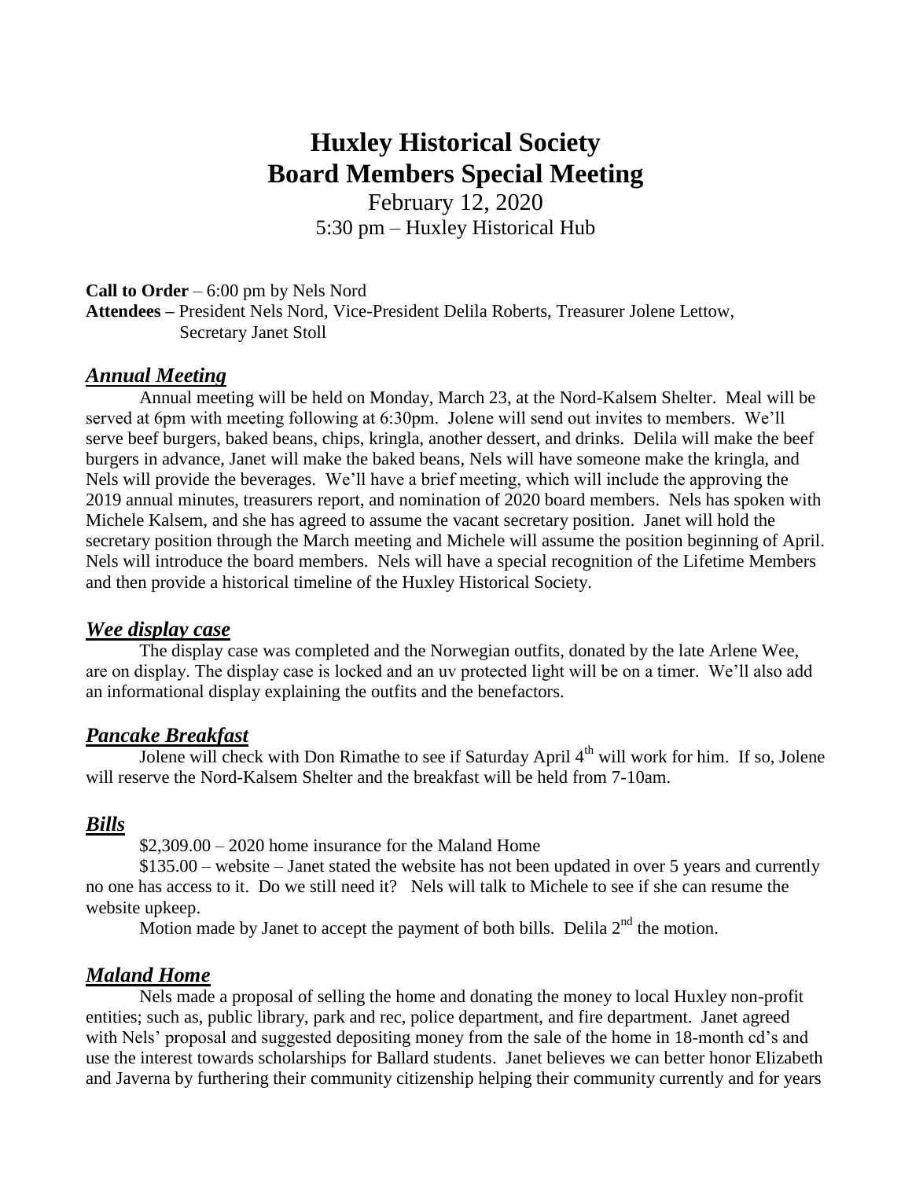# Huxley Historical Society
# Board Members Special Meeting

February 12, 2020
5:30 pm – Huxley Historical Hub

**Call to Order** – 6:00 pm by Nels Nord
**Attendees –** President Nels Nord, Vice-President Delila Roberts, Treasurer Jolene Lettow, Secretary Janet Stoll

## ***Annual Meeting***

Annual meeting will be held on Monday, March 23, at the Nord-Kalsem Shelter. Meal will be served at 6pm with meeting following at 6:30pm. Jolene will send out invites to members. We'll serve beef burgers, baked beans, chips, kringla, another dessert, and drinks. Delila will make the beef burgers in advance, Janet will make the baked beans, Nels will have someone make the kringla, and Nels will provide the beverages. We'll have a brief meeting, which will include the approving the 2019 annual minutes, treasurers report, and nomination of 2020 board members. Nels has spoken with Michele Kalsem, and she has agreed to assume the vacant secretary position. Janet will hold the secretary position through the March meeting and Michele will assume the position beginning of April. Nels will introduce the board members. Nels will have a special recognition of the Lifetime Members and then provide a historical timeline of the Huxley Historical Society.

## ***Wee display case***

The display case was completed and the Norwegian outfits, donated by the late Arlene Wee, are on display. The display case is locked and an uv protected light will be on a timer. We'll also add an informational display explaining the outfits and the benefactors.

## ***Pancake Breakfast***

Jolene will check with Don Rimathe to see if Saturday April 4th will work for him. If so, Jolene will reserve the Nord-Kalsem Shelter and the breakfast will be held from 7-10am.

## ***Bills***

$2,309.00 – 2020 home insurance for the Maland Home

$135.00 – website – Janet stated the website has not been updated in over 5 years and currently no one has access to it. Do we still need it? Nels will talk to Michele to see if she can resume the website upkeep.

Motion made by Janet to accept the payment of both bills. Delila 2nd the motion.

## ***Maland Home***

Nels made a proposal of selling the home and donating the money to local Huxley non-profit entities; such as, public library, park and rec, police department, and fire department. Janet agreed with Nels' proposal and suggested depositing money from the sale of the home in 18-month cd's and use the interest towards scholarships for Ballard students. Janet believes we can better honor Elizabeth and Javerna by furthering their community citizenship helping their community currently and for years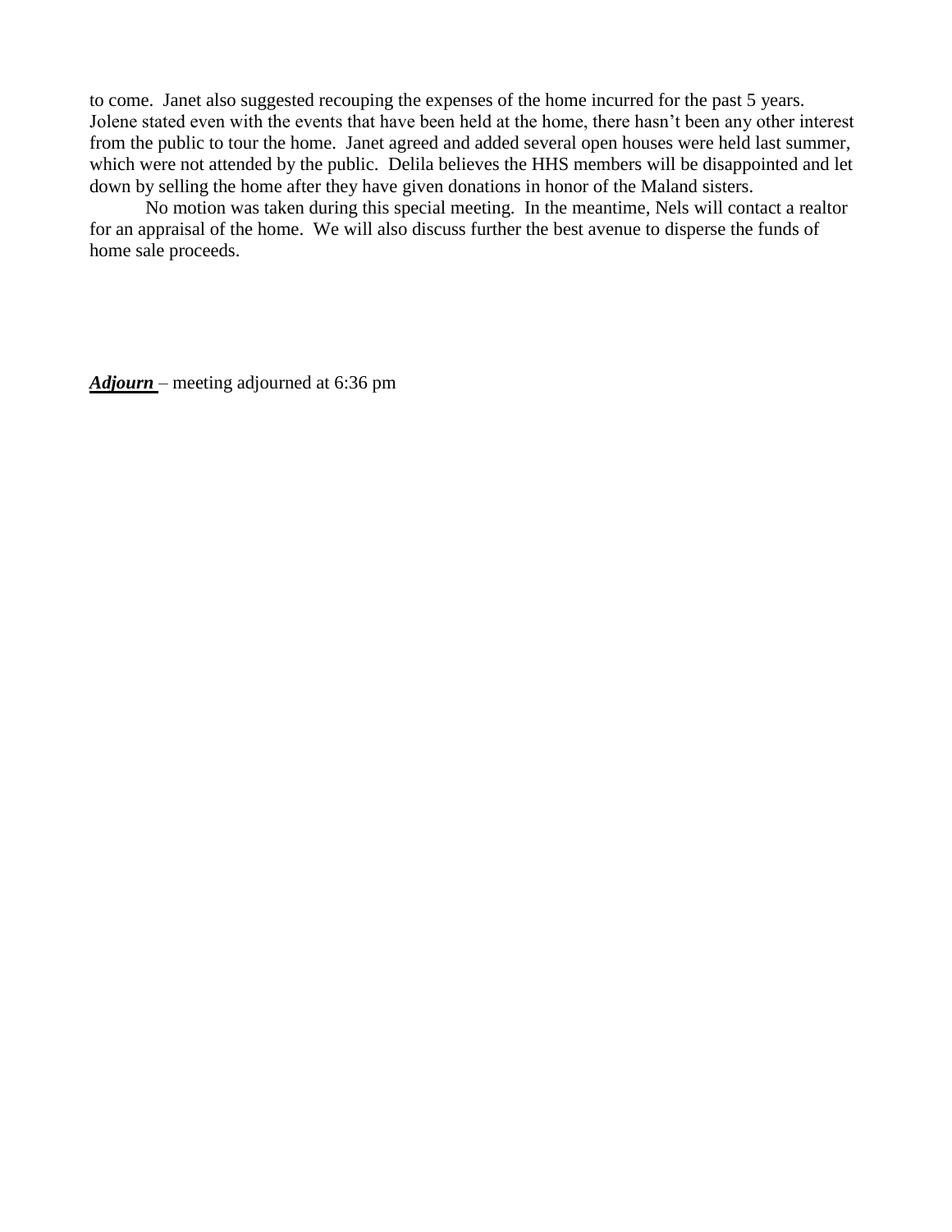to come. Janet also suggested recouping the expenses of the home incurred for the past 5 years. Jolene stated even with the events that have been held at the home, there hasn't been any other interest from the public to tour the home. Janet agreed and added several open houses were held last summer, which were not attended by the public. Delila believes the HHS members will be disappointed and let down by selling the home after they have given donations in honor of the Maland sisters.

No motion was taken during this special meeting. In the meantime, Nels will contact a realtor for an appraisal of the home. We will also discuss further the best avenue to disperse the funds of home sale proceeds.

***Adjourn*** – meeting adjourned at 6:36 pm